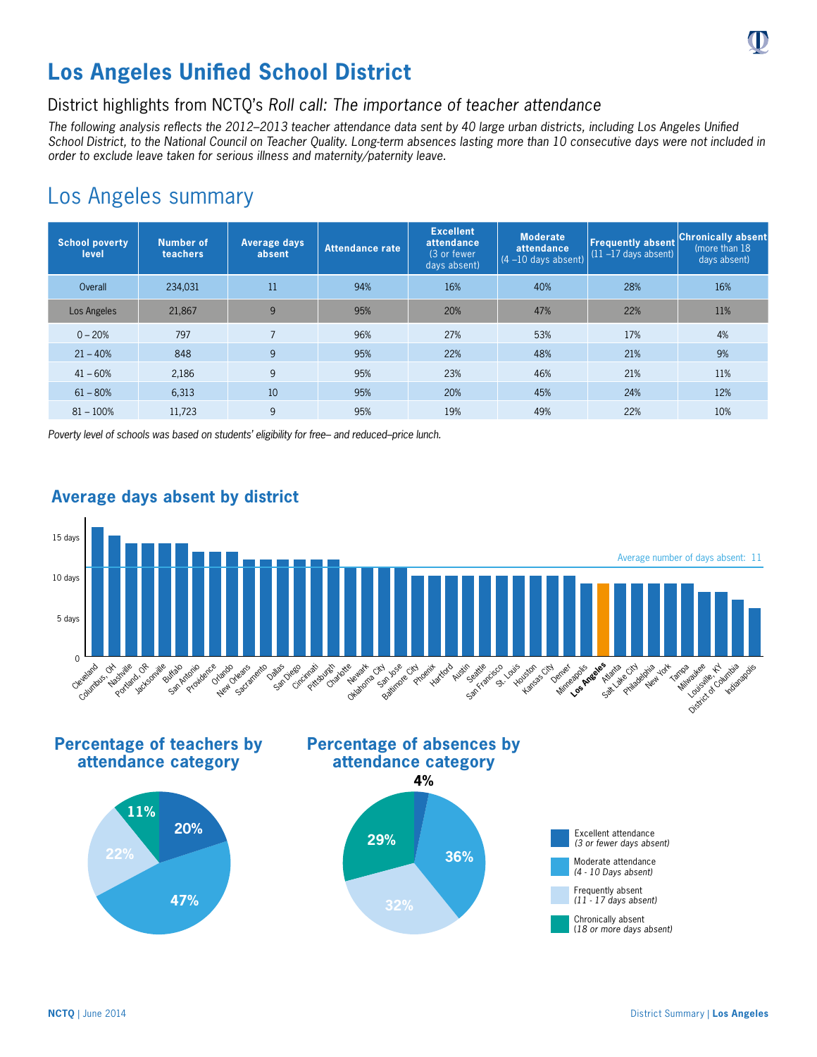# Los Angeles Unified School District

## District highlights from NCTQ's *Roll call: The importance of teacher attendance*

*The following analysis reflects the 2012–2013 teacher attendance data sent by 40 large urban districts, including Los Angeles Unified School District, to the National Council on Teacher Quality. Long-term absences lasting more than 10 consecutive days were not included in order to exclude leave taken for serious illness and maternity/paternity leave.*

## Los Angeles summary

| School poverty level | Number of teachers | Average days absent | Attendance rate | Excellent attendance (3 or fewer days absent) | Moderate attendance (4 –10 days absent) | Frequently absent (11 –17 days absent) | Chronically absent (more than 18 days absent) |
|---|---|---|---|---|---|---|---|
| Overall | 234,031 | 11 | 94% | 16% | 40% | 28% | 16% |
| Los Angeles | 21,867 | 9 | 95% | 20% | 47% | 22% | 11% |
| 0 – 20% | 797 | 7 | 96% | 27% | 53% | 17% | 4% |
| 21 – 40% | 848 | 9 | 95% | 22% | 48% | 21% | 9% |
| 41 – 60% | 2,186 | 9 | 95% | 23% | 46% | 21% | 11% |
| 61 – 80% | 6,313 | 10 | 95% | 20% | 45% | 24% | 12% |
| 81 – 100% | 11,723 | 9 | 95% | 19% | 49% | 22% | 10% |

*Poverty level of schools was based on students' eligibility for free– and reduced–price lunch.*

### Average days absent by district

Average number of days absent: 11

Cleveland, Columbus, OH, Nashville, Portland, OR, Jacksonville, Buffalo, San Antonio, Providence, Orlando, New Orleans, Sacramento, Dallas, San Diego, Cincinnati, Pittsburgh, Charlotte, Newark, Oklahoma City, San Jose, Baltimore City, Phoenix, Hartford, Austin, Seattle, San Francisco, St. Louis, Houston, Kansas City, Denver, Minneapolis, **Los Angeles**, Atlanta, Salt Lake City, Philadelphia, New York, Tampa, Milwaukee, Louisville, KY, District of Columbia, Indianapolis

### Percentage of teachers by attendance category

- Excellent attendance: 20%
- Moderate attendance: 47%
- Frequently absent: 22%
- Chronically absent: 11%

### Percentage of absences by attendance category

- Excellent attendance: 4%
- Moderate attendance: 36%
- Frequently absent: 32%
- Chronically absent: 29%

Excellent attendance (*3 or fewer days absent*)
Moderate attendance (*4 - 10 Days absent*)
Frequently absent (*11 - 17 days absent*)
Chronically absent (*18 or more days absent*)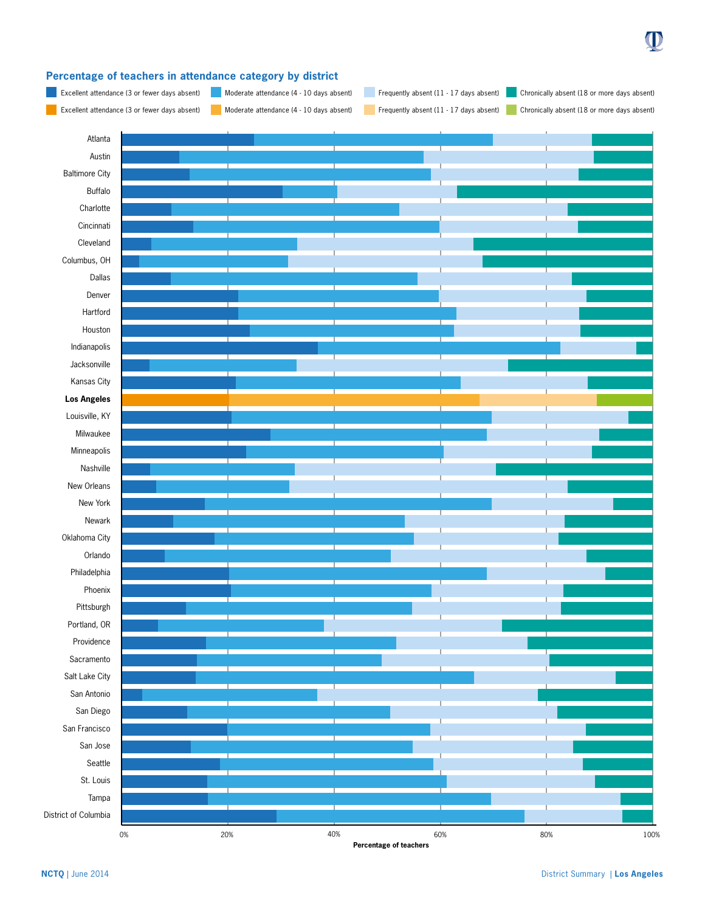## Percentage of teachers in attendance category by district

Excellent attendance (3 or fewer days absent)
Moderate attendance (4 - 10 days absent)
Frequently absent (11 - 17 days absent)
Chronically absent (18 or more days absent)
Excellent attendance (3 or fewer days absent)
Moderate attendance (4 - 10 days absent)
Frequently absent (11 - 17 days absent)
Chronically absent (18 or more days absent)

Atlanta
Austin
Baltimore City
Buffalo
Charlotte
Cincinnati
Cleveland
Columbus, OH
Dallas
Denver
Hartford
Houston
Indianapolis
Jacksonville
Kansas City
**Los Angeles**
Louisville, KY
Milwaukee
Minneapolis
Nashville
New Orleans
New York
Newark
Oklahoma City
Orlando
Philadelphia
Phoenix
Pittsburgh
Portland, OR
Providence
Sacramento
Salt Lake City
San Antonio
San Diego
San Francisco
San Jose
Seattle
St. Louis
Tampa
District of Columbia

0%
20%
40%
60%
80%
100%

**Percentage of teachers**